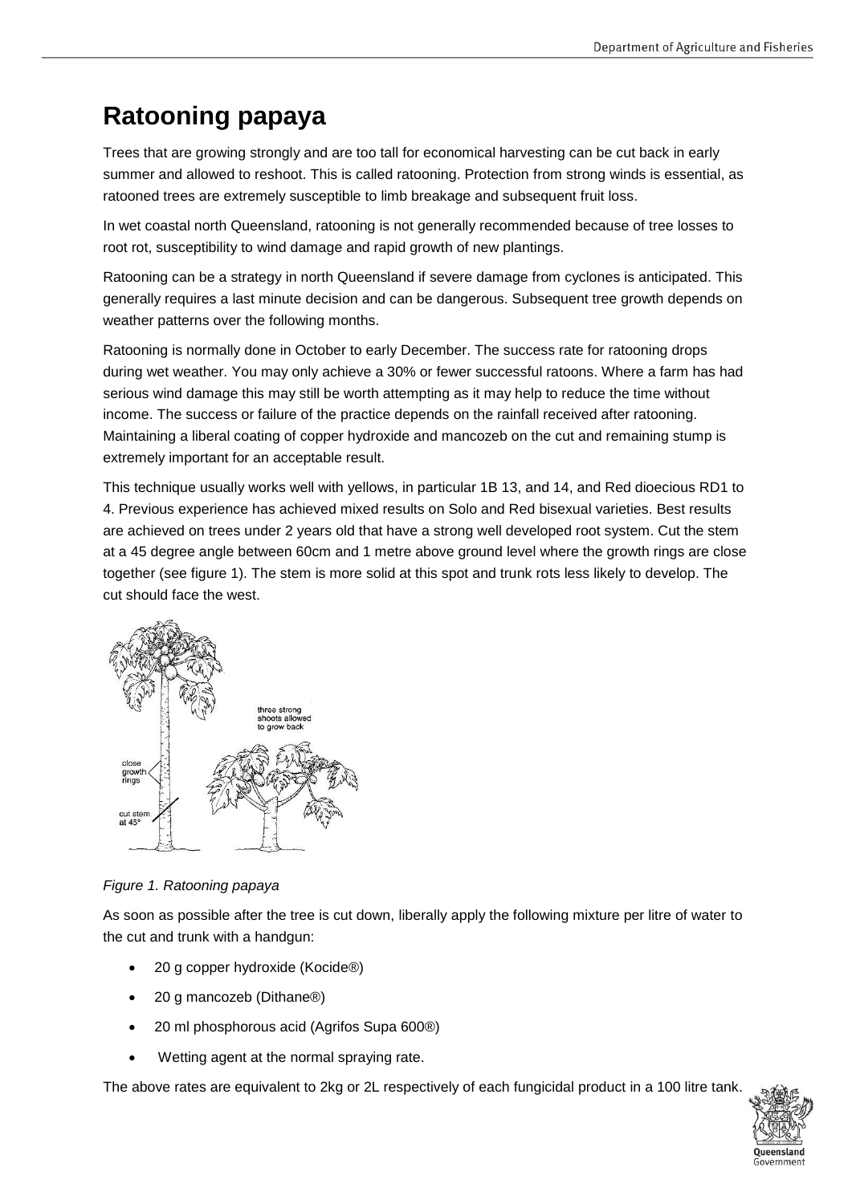# Ratooning papaya

Trees that are growing strongly and are too tall for economical harvesting can be cut back in early summer and allowed to reshoot. This is called ratooning. Protection from strong winds is essential, as ratooned trees are extremely susceptible to limb breakage and subsequent fruit loss.

In wet coastal north Queensland, ratooning is not generally recommended because of tree losses to root rot, susceptibility to wind damage and rapid growth of new plantings.

Ratooning can be a strategy in north Queensland if severe damage from cyclones is anticipated. This generally requires a last minute decision and can be dangerous. Subsequent tree growth depends on weather patterns over the following months.

Ratooning is normally done in October to early December. The success rate for ratooning drops during wet weather. You may only achieve a 30% or fewer successful ratoons. Where a farm has had serious wind damage this may still be worth attempting as it may help to reduce the time without income. The success or failure of the practice depends on the rainfall received after ratooning. Maintaining a liberal coating of copper hydroxide and mancozeb on the cut and remaining stump is extremely important for an acceptable result.

This technique usually works well with yellows, in particular 1B 13, and 14, and Red dioecious RD1 to 4. Previous experience has achieved mixed results on Solo and Red bisexual varieties. Best results are achieved on trees under 2 years old that have a strong well developed root system. Cut the stem at a 45 degree angle between 60cm and 1 metre above ground level where the growth rings are close together (see figure 1). The stem is more solid at this spot and trunk rots less likely to develop. The cut should face the west.

*Figure 1. Ratooning papaya*

As soon as possible after the tree is cut down, liberally apply the following mixture per litre of water to the cut and trunk with a handgun:

- 20 g copper hydroxide (Kocide®)
- 20 g mancozeb (Dithane®)
- 20 ml phosphorous acid (Agrifos Supa 600®)
- Wetting agent at the normal spraying rate.

The above rates are equivalent to 2kg or 2L respectively of each fungicidal product in a 100 litre tank.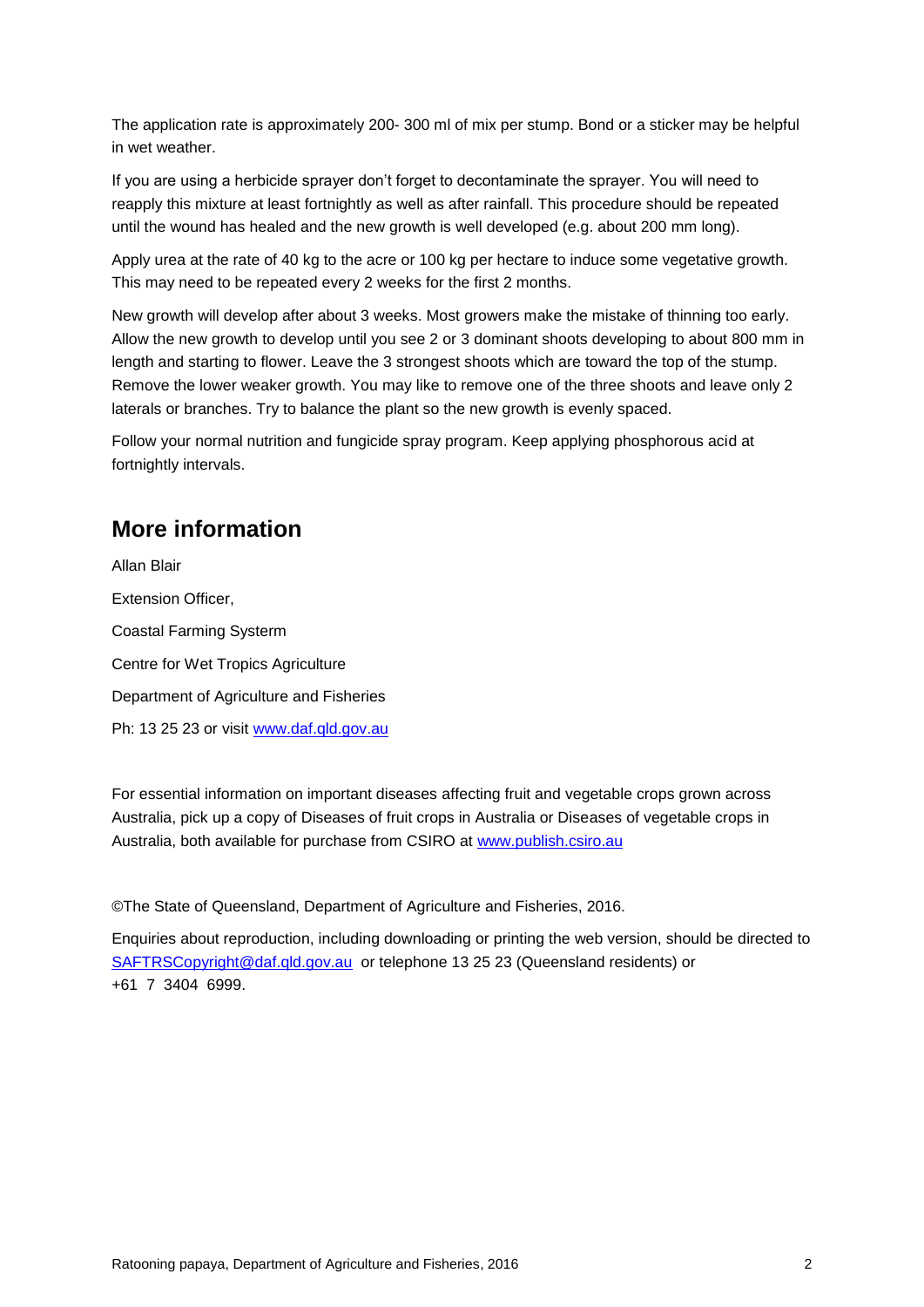The application rate is approximately 200- 300 ml of mix per stump. Bond or a sticker may be helpful in wet weather.

If you are using a herbicide sprayer don't forget to decontaminate the sprayer. You will need to reapply this mixture at least fortnightly as well as after rainfall. This procedure should be repeated until the wound has healed and the new growth is well developed (e.g. about 200 mm long).

Apply urea at the rate of 40 kg to the acre or 100 kg per hectare to induce some vegetative growth. This may need to be repeated every 2 weeks for the first 2 months.

New growth will develop after about 3 weeks. Most growers make the mistake of thinning too early. Allow the new growth to develop until you see 2 or 3 dominant shoots developing to about 800 mm in length and starting to flower. Leave the 3 strongest shoots which are toward the top of the stump. Remove the lower weaker growth. You may like to remove one of the three shoots and leave only 2 laterals or branches. Try to balance the plant so the new growth is evenly spaced.

Follow your normal nutrition and fungicide spray program. Keep applying phosphorous acid at fortnightly intervals.

## More information

Allan Blair

Extension Officer,

Coastal Farming Systerm

Centre for Wet Tropics Agriculture

Department of Agriculture and Fisheries

Ph: 13 25 23 or visit [www.daf.qld.gov.au](www.daf.qld.gov.au)

For essential information on important diseases affecting fruit and vegetable crops grown across Australia, pick up a copy of Diseases of fruit crops in Australia or Diseases of vegetable crops in Australia, both available for purchase from CSIRO at [www.publish.csiro.au](www.publish.csiro.au)

©The State of Queensland, Department of Agriculture and Fisheries, 2016.

Enquiries about reproduction, including downloading or printing the web version, should be directed to [SAFTRSCopyright@daf.qld.gov.au](mailto:SAFTRSCopyright@daf.qld.gov.au) or telephone 13 25 23 (Queensland residents) or +61 7 3404 6999.